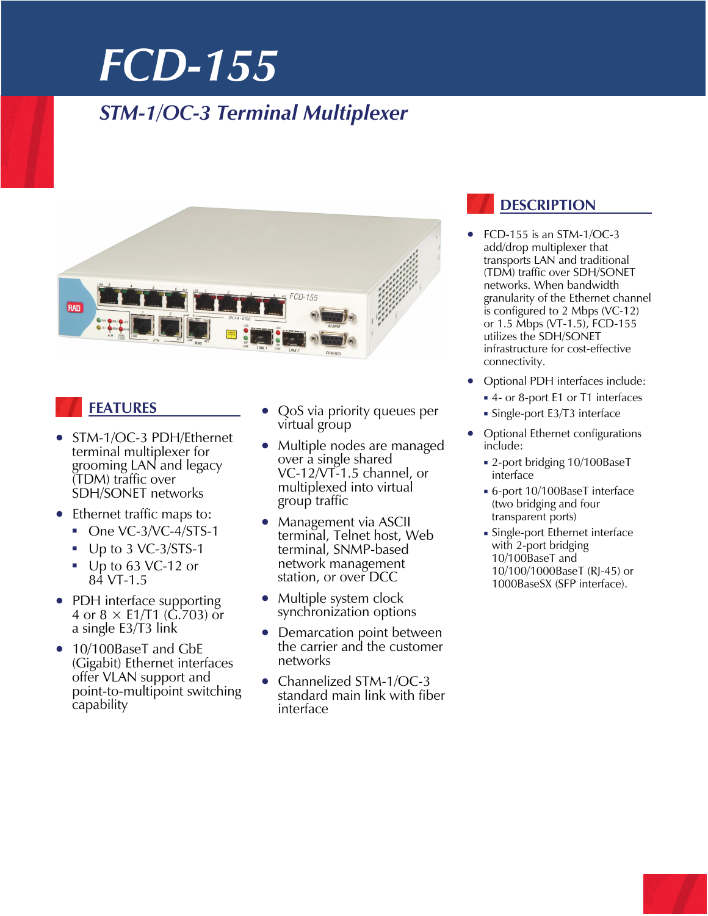# FCD-155

## STM-1/OC-3 Terminal Multiplexer

## FEATURES

- STM-1/OC-3 PDH/Ethernet terminal multiplexer for grooming LAN and legacy (TDM) traffic over SDH/SONET networks
- Ethernet traffic maps to:
  - One VC-3/VC-4/STS-1
  - Up to 3 VC-3/STS-1
  - Up to 63 VC-12 or 84 VT-1.5
- PDH interface supporting 4 or 8 × E1/T1 (G.703) or a single E3/T3 link
- 10/100BaseT and GbE (Gigabit) Ethernet interfaces offer VLAN support and point-to-multipoint switching capability
- QoS via priority queues per virtual group
- Multiple nodes are managed over a single shared VC-12/VT-1.5 channel, or multiplexed into virtual group traffic
- Management via ASCII terminal, Telnet host, Web terminal, SNMP-based network management station, or over DCC
- Multiple system clock synchronization options
- Demarcation point between the carrier and the customer networks
- Channelized STM-1/OC-3 standard main link with fiber interface

## DESCRIPTION

- FCD-155 is an STM-1/OC-3 add/drop multiplexer that transports LAN and traditional (TDM) traffic over SDH/SONET networks. When bandwidth granularity of the Ethernet channel is configured to 2 Mbps (VC-12) or 1.5 Mbps (VT-1.5), FCD-155 utilizes the SDH/SONET infrastructure for cost-effective connectivity.
- Optional PDH interfaces include:
  - 4- or 8-port E1 or T1 interfaces
  - Single-port E3/T3 interface
- Optional Ethernet configurations include:
  - 2-port bridging 10/100BaseT interface
  - 6-port 10/100BaseT interface (two bridging and four transparent ports)
  - Single-port Ethernet interface with 2-port bridging 10/100BaseT and 10/100/1000BaseT (RJ-45) or 1000BaseSX (SFP interface).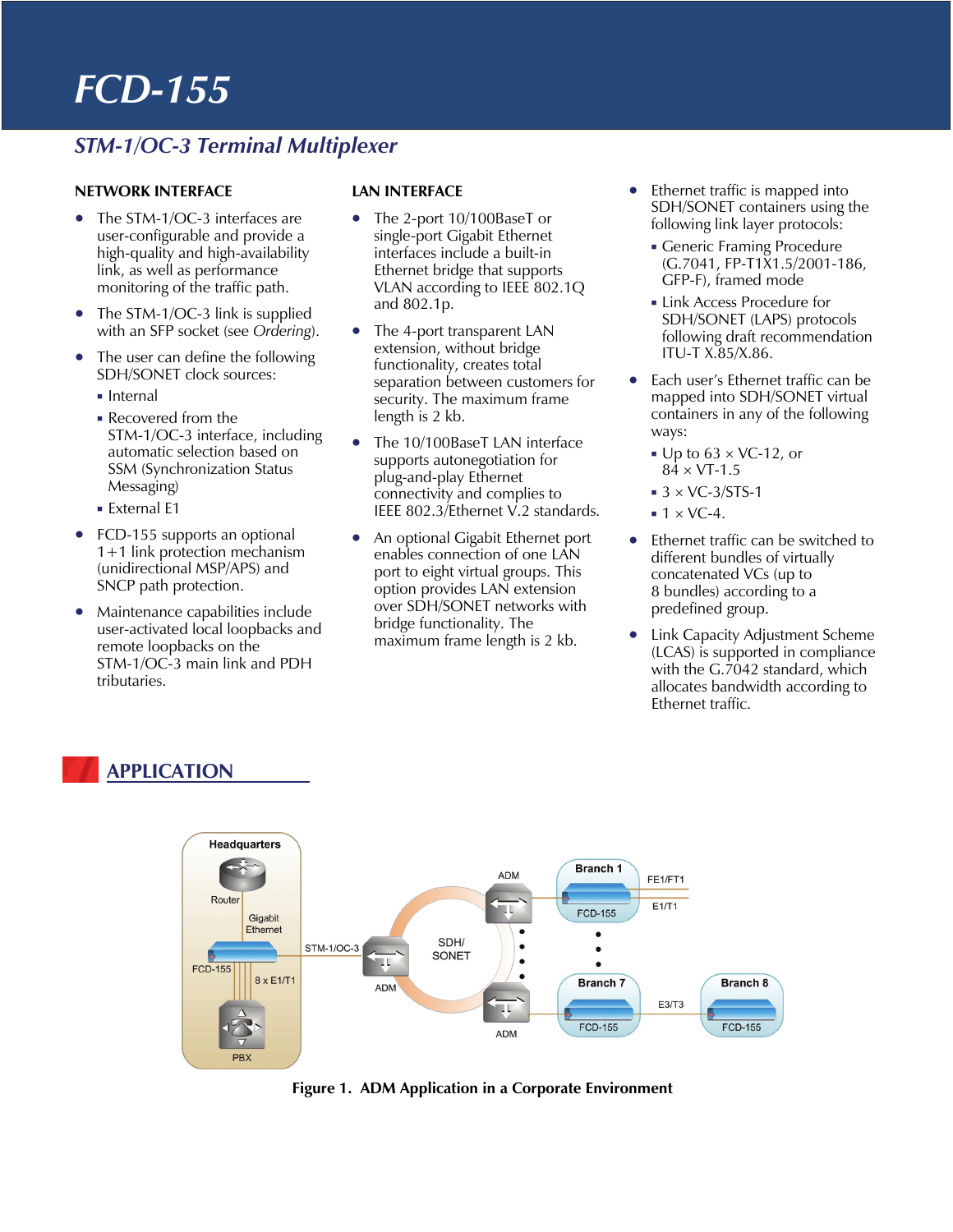# FCD-155

## *STM-1/OC-3 Terminal Multiplexer*

### NETWORK INTERFACE

- The STM-1/OC-3 interfaces are user-configurable and provide a high-quality and high-availability link, as well as performance monitoring of the traffic path.
- The STM-1/OC-3 link is supplied with an SFP socket (see *Ordering*).
- The user can define the following SDH/SONET clock sources:
  - Internal
  - Recovered from the STM-1/OC-3 interface, including automatic selection based on SSM (Synchronization Status Messaging)
  - External E1
- FCD-155 supports an optional 1+1 link protection mechanism (unidirectional MSP/APS) and SNCP path protection.
- Maintenance capabilities include user-activated local loopbacks and remote loopbacks on the STM-1/OC-3 main link and PDH tributaries.

### LAN INTERFACE

- The 2-port 10/100BaseT or single-port Gigabit Ethernet interfaces include a built-in Ethernet bridge that supports VLAN according to IEEE 802.1Q and 802.1p.
- The 4-port transparent LAN extension, without bridge functionality, creates total separation between customers for security. The maximum frame length is 2 kb.
- The 10/100BaseT LAN interface supports autonegotiation for plug-and-play Ethernet connectivity and complies to IEEE 802.3/Ethernet V.2 standards.
- An optional Gigabit Ethernet port enables connection of one LAN port to eight virtual groups. This option provides LAN extension over SDH/SONET networks with bridge functionality. The maximum frame length is 2 kb.
- Ethernet traffic is mapped into SDH/SONET containers using the following link layer protocols:
  - Generic Framing Procedure (G.7041, FP-T1X1.5/2001-186, GFP-F), framed mode
  - Link Access Procedure for SDH/SONET (LAPS) protocols following draft recommendation ITU-T X.85/X.86.
- Each user's Ethernet traffic can be mapped into SDH/SONET virtual containers in any of the following ways:
  - Up to 63 × VC-12, or 84 × VT-1.5
  - 3 × VC-3/STS-1
  - 1 × VC-4.
- Ethernet traffic can be switched to different bundles of virtually concatenated VCs (up to 8 bundles) according to a predefined group.
- Link Capacity Adjustment Scheme (LCAS) is supported in compliance with the G.7042 standard, which allocates bandwidth according to Ethernet traffic.

## APPLICATION

**Figure 1. ADM Application in a Corporate Environment**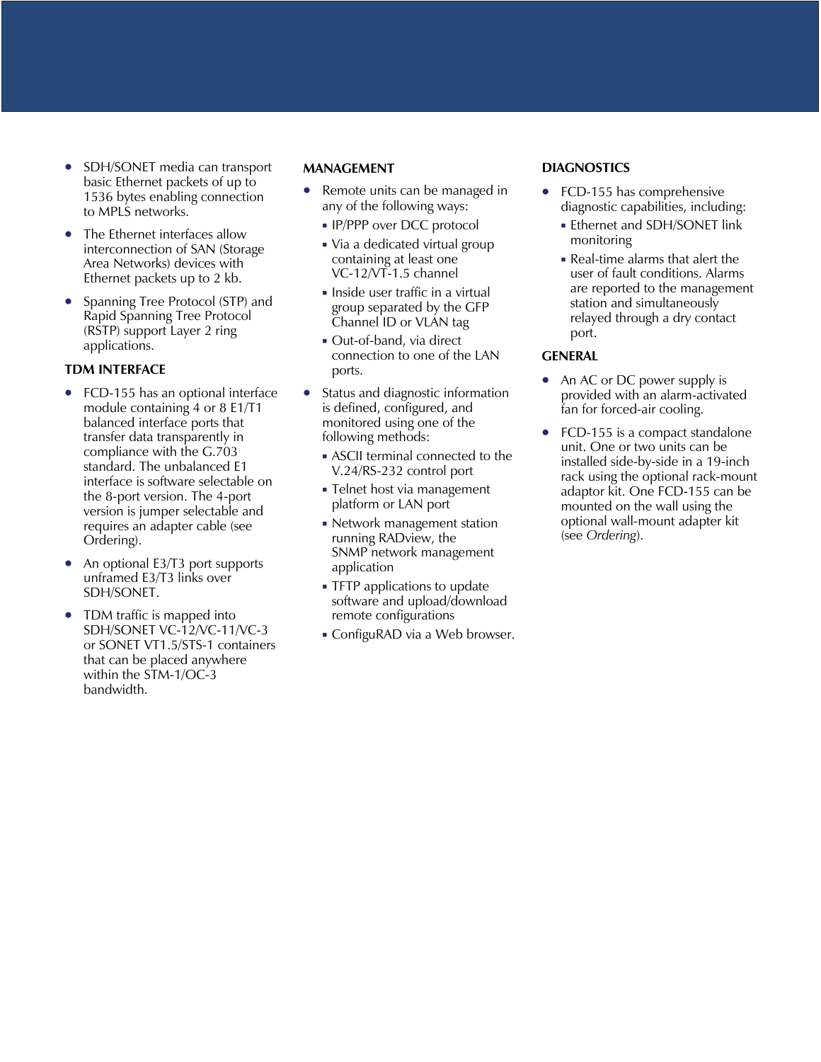- SDH/SONET media can transport basic Ethernet packets of up to 1536 bytes enabling connection to MPLS networks.
- The Ethernet interfaces allow interconnection of SAN (Storage Area Networks) devices with Ethernet packets up to 2 kb.
- Spanning Tree Protocol (STP) and Rapid Spanning Tree Protocol (RSTP) support Layer 2 ring applications.

**TDM INTERFACE**

- FCD-155 has an optional interface module containing 4 or 8 E1/T1 balanced interface ports that transfer data transparently in compliance with the G.703 standard. The unbalanced E1 interface is software selectable on the 8-port version. The 4-port version is jumper selectable and requires an adapter cable (see Ordering).
- An optional E3/T3 port supports unframed E3/T3 links over SDH/SONET.
- TDM traffic is mapped into SDH/SONET VC-12/VC-11/VC-3 or SONET VT1.5/STS-1 containers that can be placed anywhere within the STM-1/OC-3 bandwidth.

**MANAGEMENT**

- Remote units can be managed in any of the following ways:
  - IP/PPP over DCC protocol
  - Via a dedicated virtual group containing at least one VC-12/VT-1.5 channel
  - Inside user traffic in a virtual group separated by the GFP Channel ID or VLAN tag
  - Out-of-band, via direct connection to one of the LAN ports.
- Status and diagnostic information is defined, configured, and monitored using one of the following methods:
  - ASCII terminal connected to the V.24/RS-232 control port
  - Telnet host via management platform or LAN port
  - Network management station running RADview, the SNMP network management application
  - TFTP applications to update software and upload/download remote configurations
  - ConfiguRAD via a Web browser.

**DIAGNOSTICS**

- FCD-155 has comprehensive diagnostic capabilities, including:
  - Ethernet and SDH/SONET link monitoring
  - Real-time alarms that alert the user of fault conditions. Alarms are reported to the management station and simultaneously relayed through a dry contact port.

**GENERAL**

- An AC or DC power supply is provided with an alarm-activated fan for forced-air cooling.
- FCD-155 is a compact standalone unit. One or two units can be installed side-by-side in a 19-inch rack using the optional rack-mount adaptor kit. One FCD-155 can be mounted on the wall using the optional wall-mount adapter kit (see *Ordering*).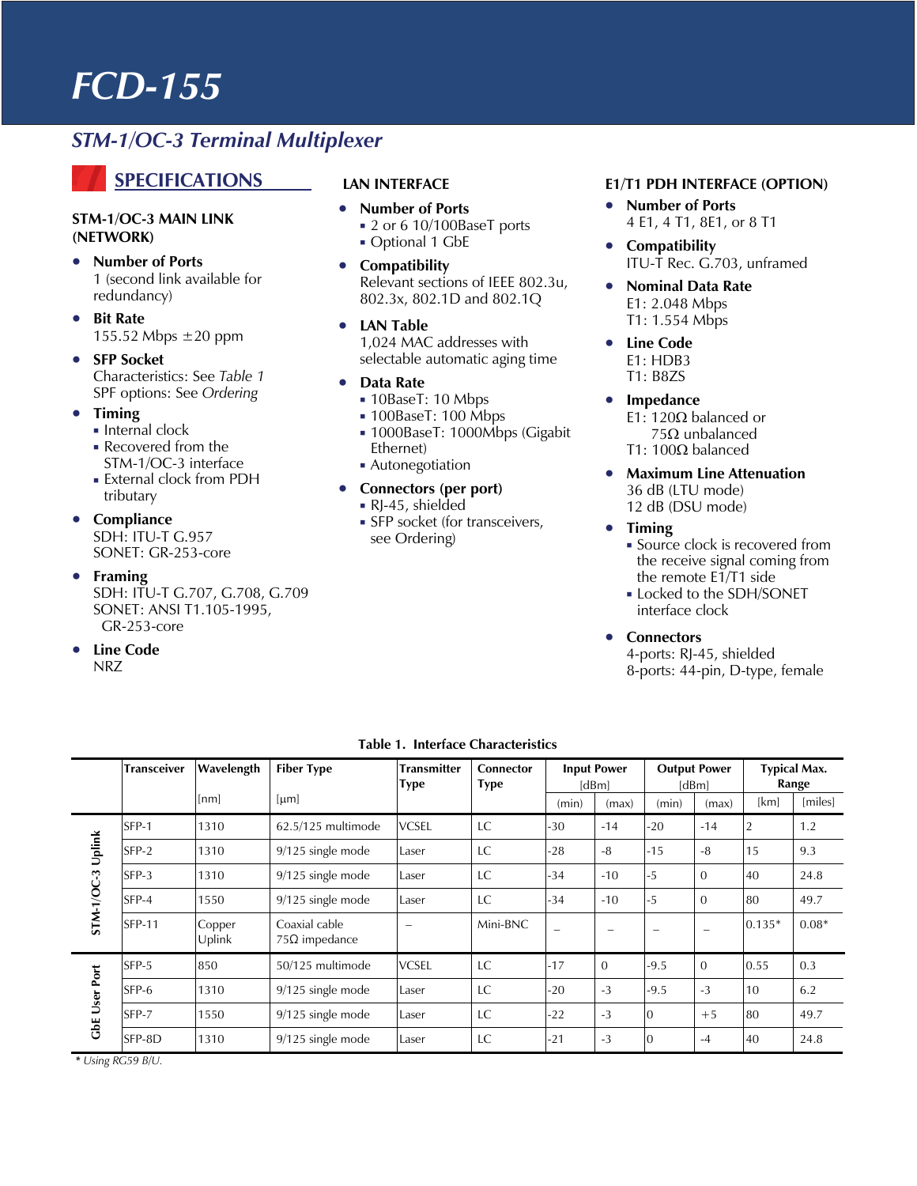# FCD-155

## STM-1/OC-3 Terminal Multiplexer

## SPECIFICATIONS

### STM-1/OC-3 MAIN LINK (NETWORK)

- **Number of Ports**
  1 (second link available for redundancy)
- **Bit Rate**
  155.52 Mbps ±20 ppm
- **SFP Socket**
  Characteristics: See *Table 1*
  SPF options: See *Ordering*
- **Timing**
  - Internal clock
  - Recovered from the STM-1/OC-3 interface
  - External clock from PDH tributary
- **Compliance**
  SDH: ITU-T G.957
  SONET: GR-253-core
- **Framing**
  SDH: ITU-T G.707, G.708, G.709
  SONET: ANSI T1.105-1995, GR-253-core
- **Line Code**
  NRZ

### LAN INTERFACE

- **Number of Ports**
  - 2 or 6 10/100BaseT ports
  - Optional 1 GbE
- **Compatibility**
  Relevant sections of IEEE 802.3u, 802.3x, 802.1D and 802.1Q
- **LAN Table**
  1,024 MAC addresses with selectable automatic aging time
- **Data Rate**
  - 10BaseT: 10 Mbps
  - 100BaseT: 100 Mbps
  - 1000BaseT: 1000Mbps (Gigabit Ethernet)
  - Autonegotiation
- **Connectors (per port)**
  - RJ-45, shielded
  - SFP socket (for transceivers, see Ordering)

### E1/T1 PDH INTERFACE (OPTION)

- **Number of Ports**
  4 E1, 4 T1, 8E1, or 8 T1
- **Compatibility**
  ITU-T Rec. G.703, unframed
- **Nominal Data Rate**
  E1: 2.048 Mbps
  T1: 1.554 Mbps
- **Line Code**
  E1: HDB3
  T1: B8ZS
- **Impedance**
  E1: 120Ω balanced or 75Ω unbalanced
  T1: 100Ω balanced
- **Maximum Line Attenuation**
  36 dB (LTU mode)
  12 dB (DSU mode)
- **Timing**
  - Source clock is recovered from the receive signal coming from the remote E1/T1 side
  - Locked to the SDH/SONET interface clock
- **Connectors**
  4-ports: RJ-45, shielded
  8-ports: 44-pin, D-type, female

**Table 1. Interface Characteristics**

| | Transceiver | Wavelength [nm] | Fiber Type [μm] | Transmitter Type | Connector Type | Input Power [dBm] (min) | Input Power [dBm] (max) | Output Power [dBm] (min) | Output Power [dBm] (max) | Typical Max. Range [km] | Typical Max. Range [miles] |
|---|---|---|---|---|---|---|---|---|---|---|---|
| STM-1/OC-3 Uplink | SFP-1 | 1310 | 62.5/125 multimode | VCSEL | LC | -30 | -14 | -20 | -14 | 2 | 1.2 |
| | SFP-2 | 1310 | 9/125 single mode | Laser | LC | -28 | -8 | -15 | -8 | 15 | 9.3 |
| | SFP-3 | 1310 | 9/125 single mode | Laser | LC | -34 | -10 | -5 | 0 | 40 | 24.8 |
| | SFP-4 | 1550 | 9/125 single mode | Laser | LC | -34 | -10 | -5 | 0 | 80 | 49.7 |
| | SFP-11 | Copper Uplink | Coaxial cable 75Ω impedance | – | Mini-BNC | – | – | – | – | 0.135* | 0.08* |
| GbE User Port | SFP-5 | 850 | 50/125 multimode | VCSEL | LC | -17 | 0 | -9.5 | 0 | 0.55 | 0.3 |
| | SFP-6 | 1310 | 9/125 single mode | Laser | LC | -20 | -3 | -9.5 | -3 | 10 | 6.2 |
| | SFP-7 | 1550 | 9/125 single mode | Laser | LC | -22 | -3 | 0 | +5 | 80 | 49.7 |
| | SFP-8D | 1310 | 9/125 single mode | Laser | LC | -21 | -3 | 0 | -4 | 40 | 24.8 |

*\* Using RG59 B/U.*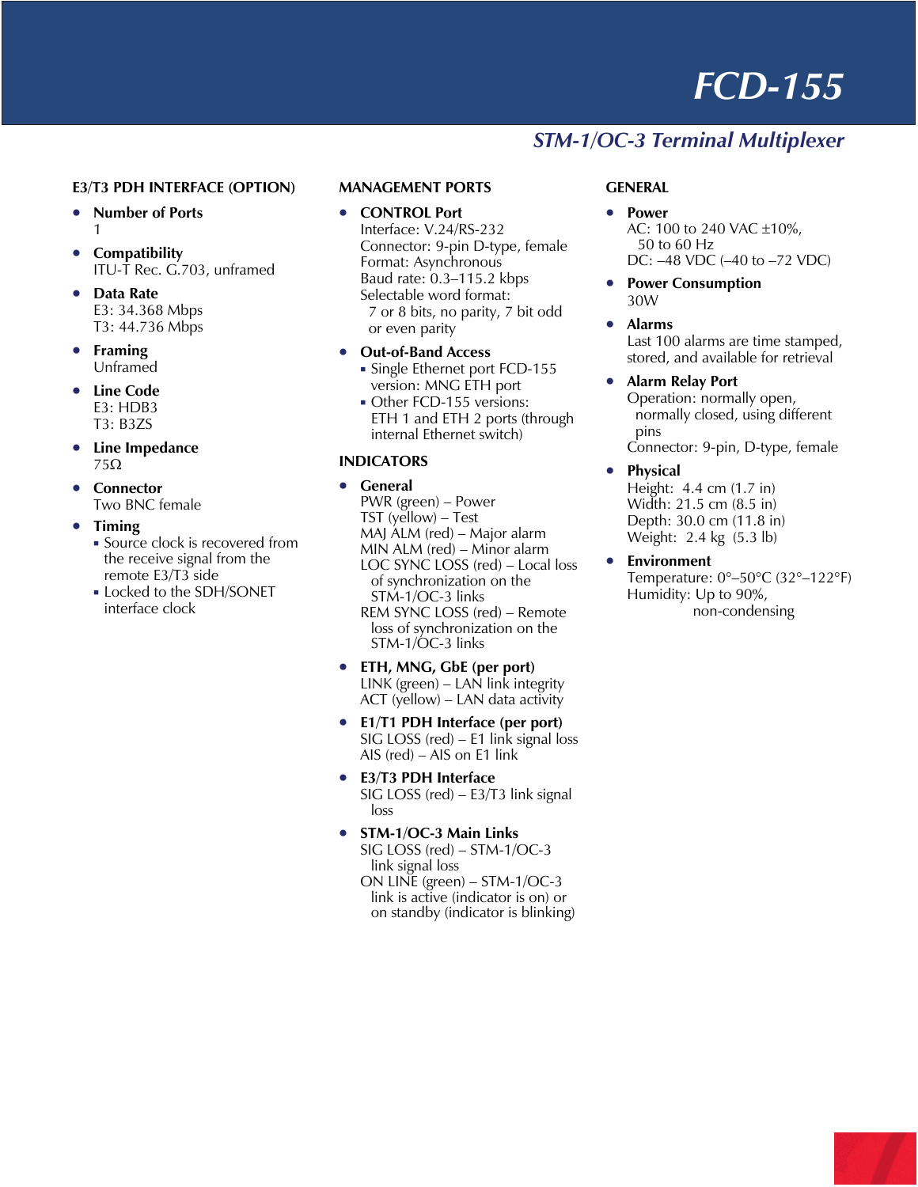# FCD-155

## *STM-1/OC-3 Terminal Multiplexer*

### E3/T3 PDH INTERFACE (OPTION)

- **Number of Ports**
  1
- **Compatibility**
  ITU-T Rec. G.703, unframed
- **Data Rate**
  E3: 34.368 Mbps
  T3: 44.736 Mbps
- **Framing**
  Unframed
- **Line Code**
  E3: HDB3
  T3: B3ZS
- **Line Impedance**
  75Ω
- **Connector**
  Two BNC female
- **Timing**
  - Source clock is recovered from the receive signal from the remote E3/T3 side
  - Locked to the SDH/SONET interface clock

### MANAGEMENT PORTS

- **CONTROL Port**
  Interface: V.24/RS-232
  Connector: 9-pin D-type, female
  Format: Asynchronous
  Baud rate: 0.3–115.2 kbps
  Selectable word format:
  7 or 8 bits, no parity, 7 bit odd or even parity
- **Out-of-Band Access**
  - Single Ethernet port FCD-155 version: MNG ETH port
  - Other FCD-155 versions: ETH 1 and ETH 2 ports (through internal Ethernet switch)

### INDICATORS

- **General**
  PWR (green) – Power
  TST (yellow) – Test
  MAJ ALM (red) – Major alarm
  MIN ALM (red) – Minor alarm
  LOC SYNC LOSS (red) – Local loss of synchronization on the STM-1/OC-3 links
  REM SYNC LOSS (red) – Remote loss of synchronization on the STM-1/OC-3 links
- **ETH, MNG, GbE (per port)**
  LINK (green) – LAN link integrity
  ACT (yellow) – LAN data activity
- **E1/T1 PDH Interface (per port)**
  SIG LOSS (red) – E1 link signal loss
  AIS (red) – AIS on E1 link
- **E3/T3 PDH Interface**
  SIG LOSS (red) – E3/T3 link signal loss
- **STM-1/OC-3 Main Links**
  SIG LOSS (red) – STM-1/OC-3 link signal loss
  ON LINE (green) – STM-1/OC-3 link is active (indicator is on) or on standby (indicator is blinking)

### GENERAL

- **Power**
  AC: 100 to 240 VAC ±10%, 50 to 60 Hz
  DC: –48 VDC (–40 to –72 VDC)
- **Power Consumption**
  30W
- **Alarms**
  Last 100 alarms are time stamped, stored, and available for retrieval
- **Alarm Relay Port**
  Operation: normally open, normally closed, using different pins
  Connector: 9-pin, D-type, female
- **Physical**
  Height: 4.4 cm (1.7 in)
  Width: 21.5 cm (8.5 in)
  Depth: 30.0 cm (11.8 in)
  Weight: 2.4 kg (5.3 lb)
- **Environment**
  Temperature: 0°–50°C (32°–122°F)
  Humidity: Up to 90%, non-condensing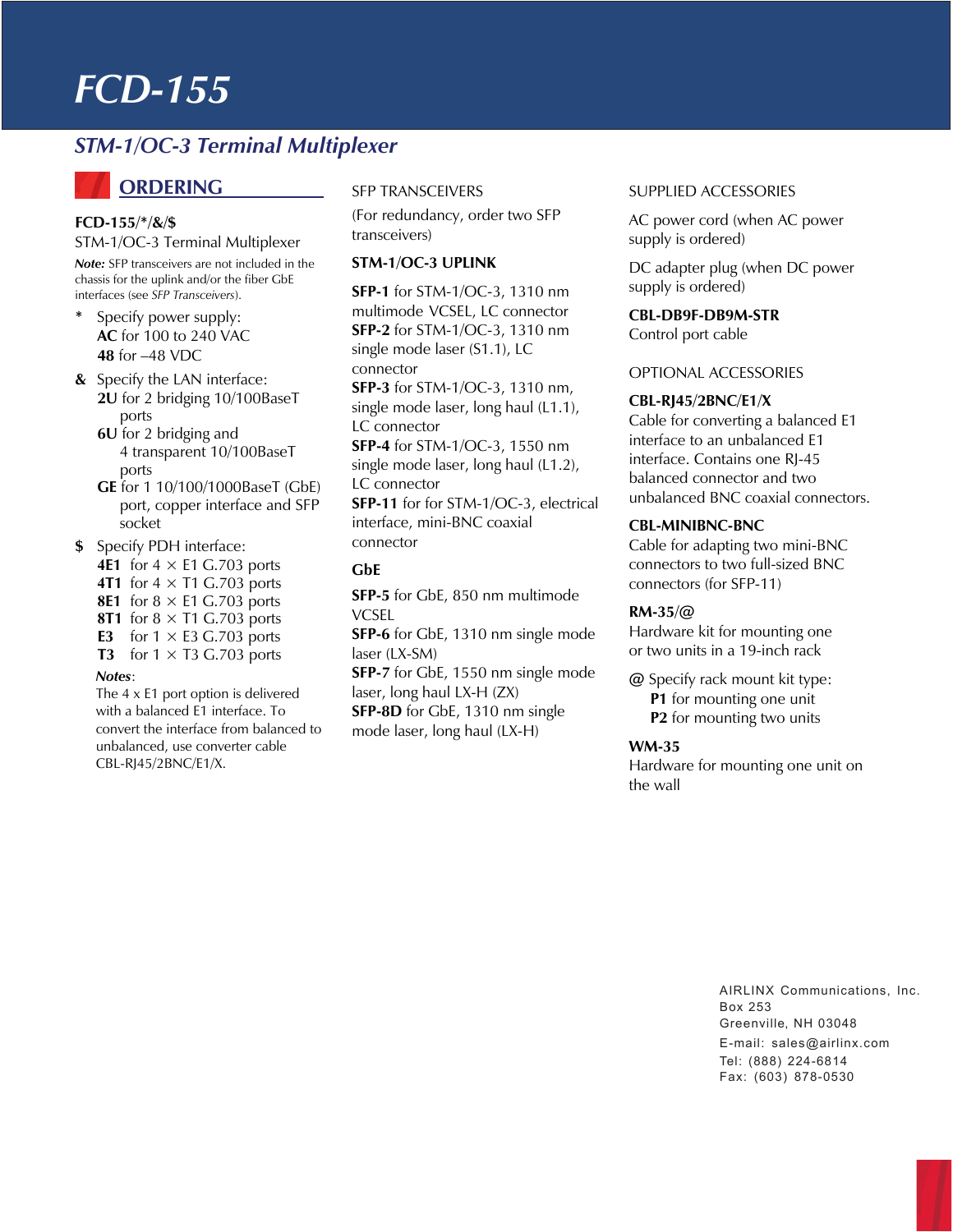# FCD-155

## STM-1/OC-3 Terminal Multiplexer

## ORDERING

**FCD-155/*/&/$**
STM-1/OC-3 Terminal Multiplexer

***Note:*** SFP transceivers are not included in the chassis for the uplink and/or the fiber GbE interfaces (see *SFP Transceivers*).

\* Specify power supply:
- **AC** for 100 to 240 VAC
- **48** for –48 VDC

& Specify the LAN interface:
- **2U** for 2 bridging 10/100BaseT ports
- **6U** for 2 bridging and 4 transparent 10/100BaseT ports
- **GE** for 1 10/100/1000BaseT (GbE) port, copper interface and SFP socket

$ Specify PDH interface:
- **4E1** for 4 × E1 G.703 ports
- **4T1** for 4 × T1 G.703 ports
- **8E1** for 8 × E1 G.703 ports
- **8T1** for 8 × T1 G.703 ports
- **E3** for 1 × E3 G.703 ports
- **T3** for 1 × T3 G.703 ports

***Notes***:
The 4 x E1 port option is delivered with a balanced E1 interface. To convert the interface from balanced to unbalanced, use converter cable CBL-RJ45/2BNC/E1/X.

### SFP TRANSCEIVERS

(For redundancy, order two SFP transceivers)

**STM-1/OC-3 UPLINK**

**SFP-1** for STM-1/OC-3, 1310 nm multimode VCSEL, LC connector
**SFP-2** for STM-1/OC-3, 1310 nm single mode laser (S1.1), LC connector
**SFP-3** for STM-1/OC-3, 1310 nm, single mode laser, long haul (L1.1), LC connector
**SFP-4** for STM-1/OC-3, 1550 nm single mode laser, long haul (L1.2), LC connector
**SFP-11** for for STM-1/OC-3, electrical interface, mini-BNC coaxial connector

**GbE**

**SFP-5** for GbE, 850 nm multimode VCSEL
**SFP-6** for GbE, 1310 nm single mode laser (LX-SM)
**SFP-7** for GbE, 1550 nm single mode laser, long haul LX-H (ZX)
**SFP-8D** for GbE, 1310 nm single mode laser, long haul (LX-H)

### SUPPLIED ACCESSORIES

AC power cord (when AC power supply is ordered)

DC adapter plug (when DC power supply is ordered)

**CBL-DB9F-DB9M-STR**
Control port cable

### OPTIONAL ACCESSORIES

**CBL-RJ45/2BNC/E1/X**
Cable for converting a balanced E1 interface to an unbalanced E1 interface. Contains one RJ-45 balanced connector and two unbalanced BNC coaxial connectors.

**CBL-MINIBNC-BNC**
Cable for adapting two mini-BNC connectors to two full-sized BNC connectors (for SFP-11)

**RM-35/@**
Hardware kit for mounting one or two units in a 19-inch rack

@ Specify rack mount kit type:
- **P1** for mounting one unit
- **P2** for mounting two units

**WM-35**
Hardware for mounting one unit on the wall

AIRLINX Communications, Inc.
Box 253
Greenville, NH 03048
E-mail: sales@airlinx.com
Tel: (888) 224-6814
Fax: (603) 878-0530